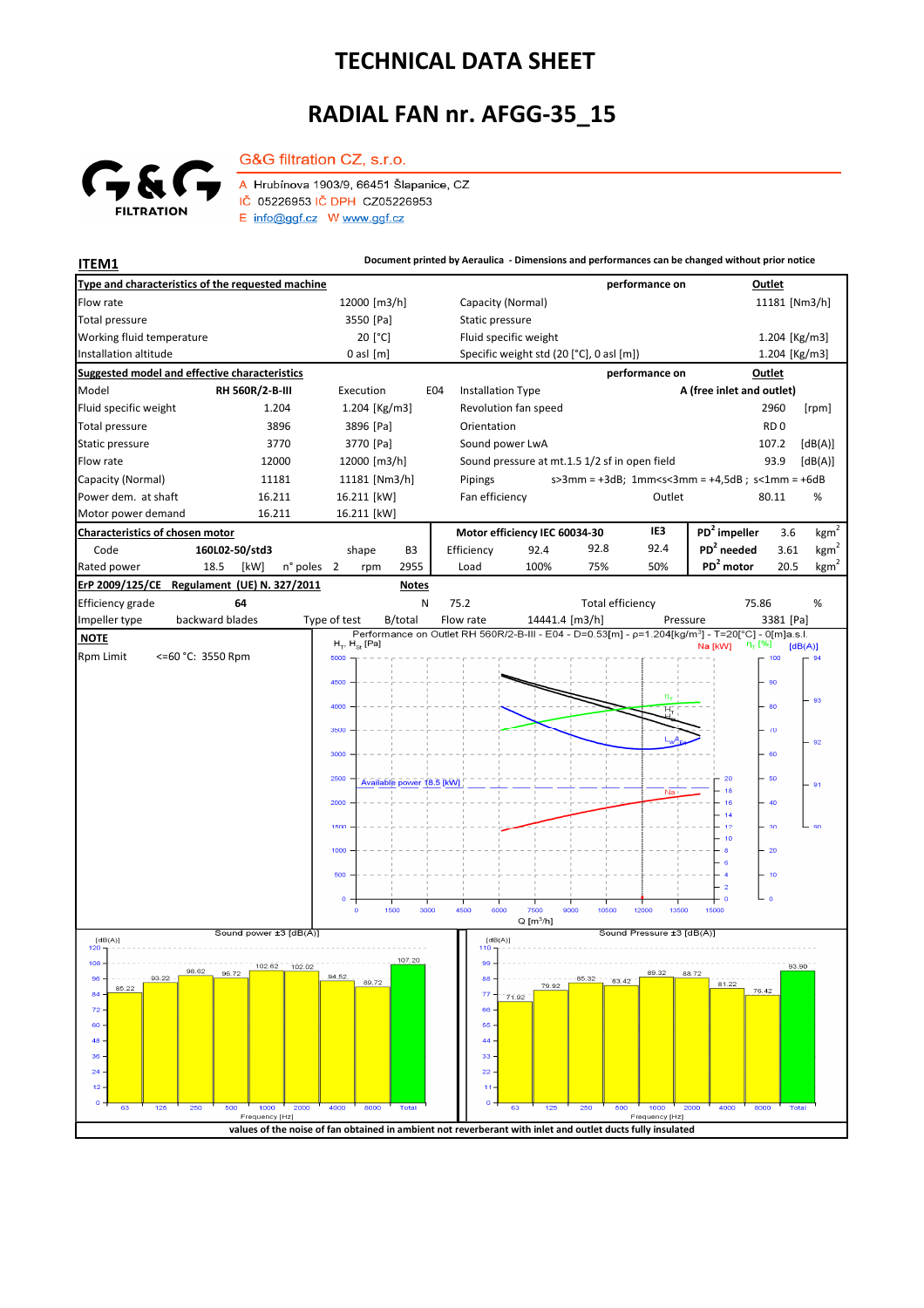# TECHNICAL DATA SHEET

# RADIAL FAN nr. AFGG-35_15

G&G filtration CZ, s.r.o.

A Hrubínova 1903/9, 66451 Šlapanice, CZ
IČ 05226953 IČ DPH CZ05226953
E info@ggf.cz W www.ggf.cz

**ITEM1** — Document printed by Aeraulica - Dimensions and performances can be changed without prior notice

| **Type and characteristics of the requested machine** | | performance on | **Outlet** |
|---|---|---|---|
| Flow rate | 12000 [m3/h] | Capacity (Normal) | 11181 [Nm3/h] |
| Total pressure | 3550 [Pa] | Static pressure | |
| Working fluid temperature | 20 [°C] | Fluid specific weight | 1.204 [Kg/m3] |
| Installation altitude | 0 asl [m] | Specific weight std (20 [°C], 0 asl [m]) | 1.204 [Kg/m3] |

| **Suggested model and effective characteristics** | | | | performance on | **Outlet** |
|---|---|---|---|---|---|
| Model | RH 560R/2-B-III | Execution | E04 | Installation Type | A (free inlet and outlet) |
| Fluid specific weight | 1.204 | 1.204 [Kg/m3] | | Revolution fan speed | 2960 [rpm] |
| Total pressure | 3896 | 3896 [Pa] | | Orientation | RD 0 |
| Static pressure | 3770 | 3770 [Pa] | | Sound power LwA | 107.2 [dB(A)] |
| Flow rate | 12000 | 12000 [m3/h] | | Sound pressure at mt.1.5 1/2 sf in open field | 93.9 [dB(A)] |
| Capacity (Normal) | 11181 | 11181 [Nm3/h] | | Pipings | s>3mm = +3dB; 1mm<s<3mm = +4,5dB ; s<1mm = +6dB |
| Power dem. at shaft | 16.211 | 16.211 [kW] | | Fan efficiency | Outlet 80.11 % |
| Motor power demand | 16.211 | 16.211 [kW] | | | |

| **Characteristics of chosen motor** | | | | Motor efficiency IEC 60034-30 | | | IE3 | | | |
|---|---|---|---|---|---|---|---|---|---|---|
| Code | 160L02-50/std3 | shape | B3 | Efficiency | 92.4 | 92.8 | 92.4 | $PD^2$ impeller | 3.6 | $kgm^2$ |
| Rated power | 18.5 [kW] | n° poles 2 | rpm 2955 | Load | 100% | 75% | 50% | $PD^2$ needed | 3.61 | $kgm^2$ |
| | | | | | | | | $PD^2$ motor | 20.5 | $kgm^2$ |

| **ErP 2009/125/CE Regulament (UE) N. 327/2011** | | **Notes** | | | |
|---|---|---|---|---|---|
| Efficiency grade | 64 | N | 75.2 | Total efficiency | 75.86 % |
| Impeller type | backward blades | Type of test | B/total | Flow rate 14441.4 [m3/h] | Pressure 3381 [Pa] |

**NOTE**

Rpm Limit <=60 °C: 3550 Rpm

Performance on Outlet RH 560R/2-B-III - E04 - D=0.53[m] - ρ=1.204[kg/m³] - T=20[°C] - 0[m]a.s.l.

Available power 18.5 [kW]

Sound power ±3 [dB(A)]

| 63 | 125 | 250 | 500 | 1000 | 2000 | 4000 | 8000 | Total |
|---|---|---|---|---|---|---|---|---|
| 85.22 | 93.22 | 98.62 | 96.72 | 102.62 | 102.02 | 94.52 | 89.72 | 107.20 |

Sound Pressure ±3 [dB(A)]

| 63 | 125 | 250 | 500 | 1000 | 2000 | 4000 | 8000 | Total |
|---|---|---|---|---|---|---|---|---|
| 71.92 | 79.92 | 85.32 | 83.42 | 89.32 | 88.72 | 81.22 | 76.42 | 93.90 |

values of the noise of fan obtained in ambient not reverberant with inlet and outlet ducts fully insulated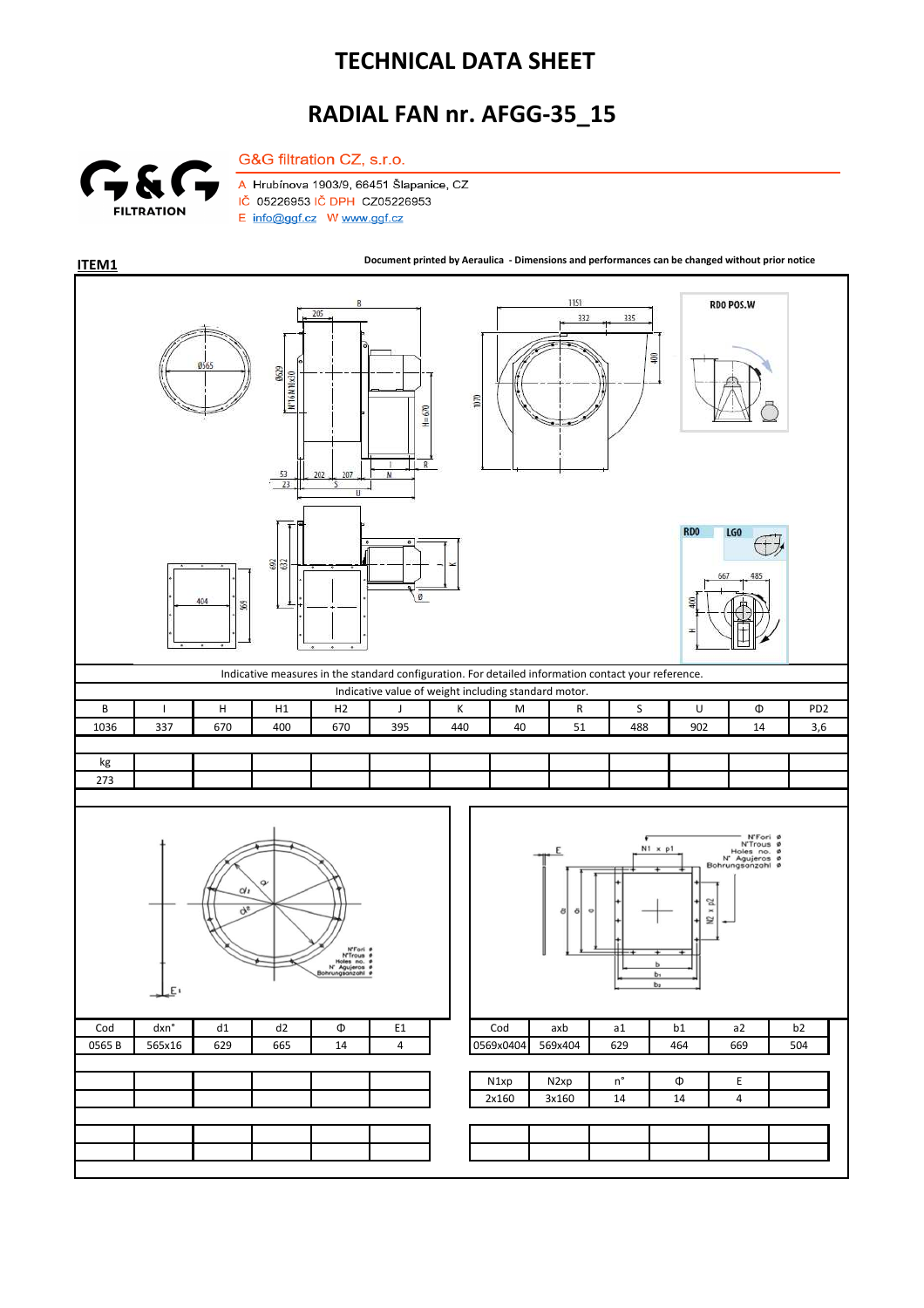# TECHNICAL DATA SHEET

## RADIAL FAN nr. AFGG-35_15

G&G filtration CZ, s.r.o.

A Hrubínova 1903/9, 66451 Šlapanice, CZ
IČ 05226953 IČ DPH CZ05226953
E info@ggf.cz W www.ggf.cz

**ITEM1**

**Document printed by Aeraulica - Dimensions and performances can be changed without prior notice**

Indicative measures in the standard configuration. For detailed information contact your reference.

Indicative value of weight including standard motor.

| B | I | H | H1 | H2 | J | K | M | R | S | U | Φ | PD2 |
|---|---|---|---|---|---|---|---|---|---|---|---|---|
| 1036 | 337 | 670 | 400 | 670 | 395 | 440 | 40 | 51 | 488 | 902 | 14 | 3,6 |

| kg |
|---|
| 273 |

| Cod | dxn° | d1 | d2 | Φ | E1 |
|---|---|---|---|---|---|
| 0565 B | 565x16 | 629 | 665 | 14 | 4 |

| Cod | axb | a1 | b1 | a2 | b2 |
|---|---|---|---|---|---|
| 0569x0404 | 569x404 | 629 | 464 | 669 | 504 |

| N1xp | N2xp | n° | Φ | E |
|---|---|---|---|---|
| 2x160 | 3x160 | 14 | 14 | 4 |